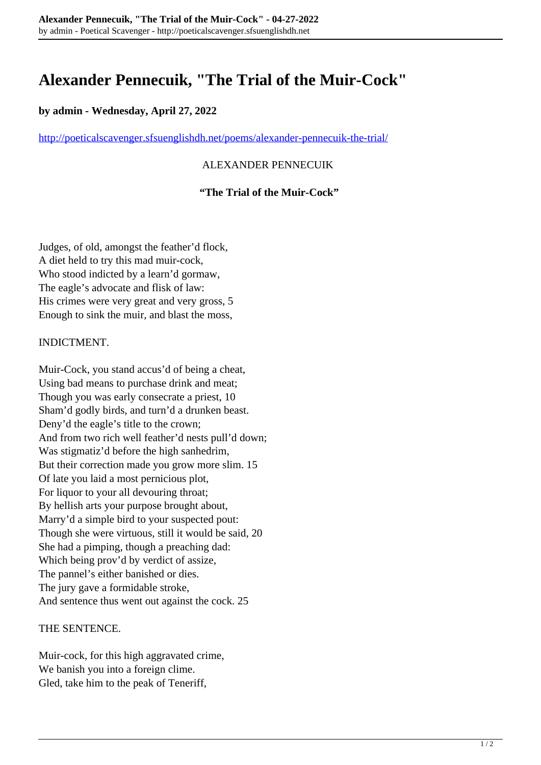# Alexander Pennecuik, "The Trial of the Muir-Cock"

**by admin - Wednesday, April 27, 2022**

http://poeticalscavenger.sfsuenglishdh.net/poems/alexander-pennecuik-the-trial/

ALEXANDER PENNECUIK

**"The Trial of the Muir-Cock"**

Judges, of old, amongst the feather'd flock,  
A diet held to try this mad muir-cock,  
Who stood indicted by a learn'd gormaw,  
The eagle's advocate and flisk of law:  
His crimes were very great and very gross, 5  
Enough to sink the muir, and blast the moss,

INDICTMENT.

Muir-Cock, you stand accus'd of being a cheat,  
Using bad means to purchase drink and meat;  
Though you was early consecrate a priest, 10  
Sham'd godly birds, and turn'd a drunken beast.  
Deny'd the eagle's title to the crown;  
And from two rich well feather'd nests pull'd down;  
Was stigmatiz'd before the high sanhedrim,  
But their correction made you grow more slim. 15  
Of late you laid a most pernicious plot,  
For liquor to your all devouring throat;  
By hellish arts your purpose brought about,  
Marry'd a simple bird to your suspected pout:  
Though she were virtuous, still it would be said, 20  
She had a pimping, though a preaching dad:  
Which being prov'd by verdict of assize,  
The pannel's either banished or dies.  
The jury gave a formidable stroke,  
And sentence thus went out against the cock. 25

THE SENTENCE.

Muir-cock, for this high aggravated crime,  
We banish you into a foreign clime.  
Gled, take him to the peak of Teneriff,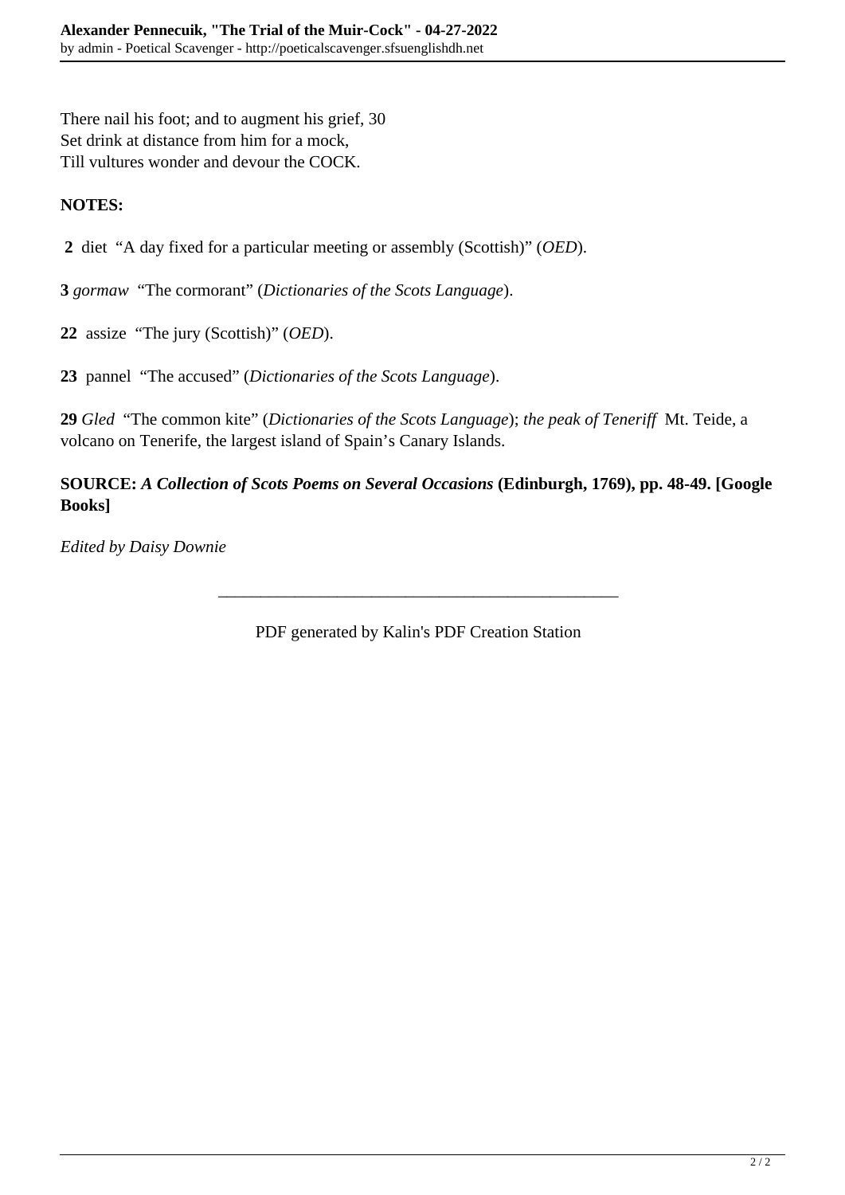There nail his foot; and to augment his grief, 30
Set drink at distance from him for a mock,
Till vultures wonder and devour the COCK.

**NOTES:**

**2** diet "A day fixed for a particular meeting or assembly (Scottish)" (*OED*).

**3** *gormaw* "The cormorant" (*Dictionaries of the Scots Language*).

**22** assize "The jury (Scottish)" (*OED*).

**23** pannel "The accused" (*Dictionaries of the Scots Language*).

**29** *Gled* "The common kite" (*Dictionaries of the Scots Language*); *the peak of Teneriff* Mt. Teide, a volcano on Tenerife, the largest island of Spain's Canary Islands.

**SOURCE:** ***A Collection of Scots Poems on Several Occasions*** **(Edinburgh, 1769), pp. 48-49. [Google Books]**

*Edited by Daisy Downie*

---

PDF generated by Kalin's PDF Creation Station